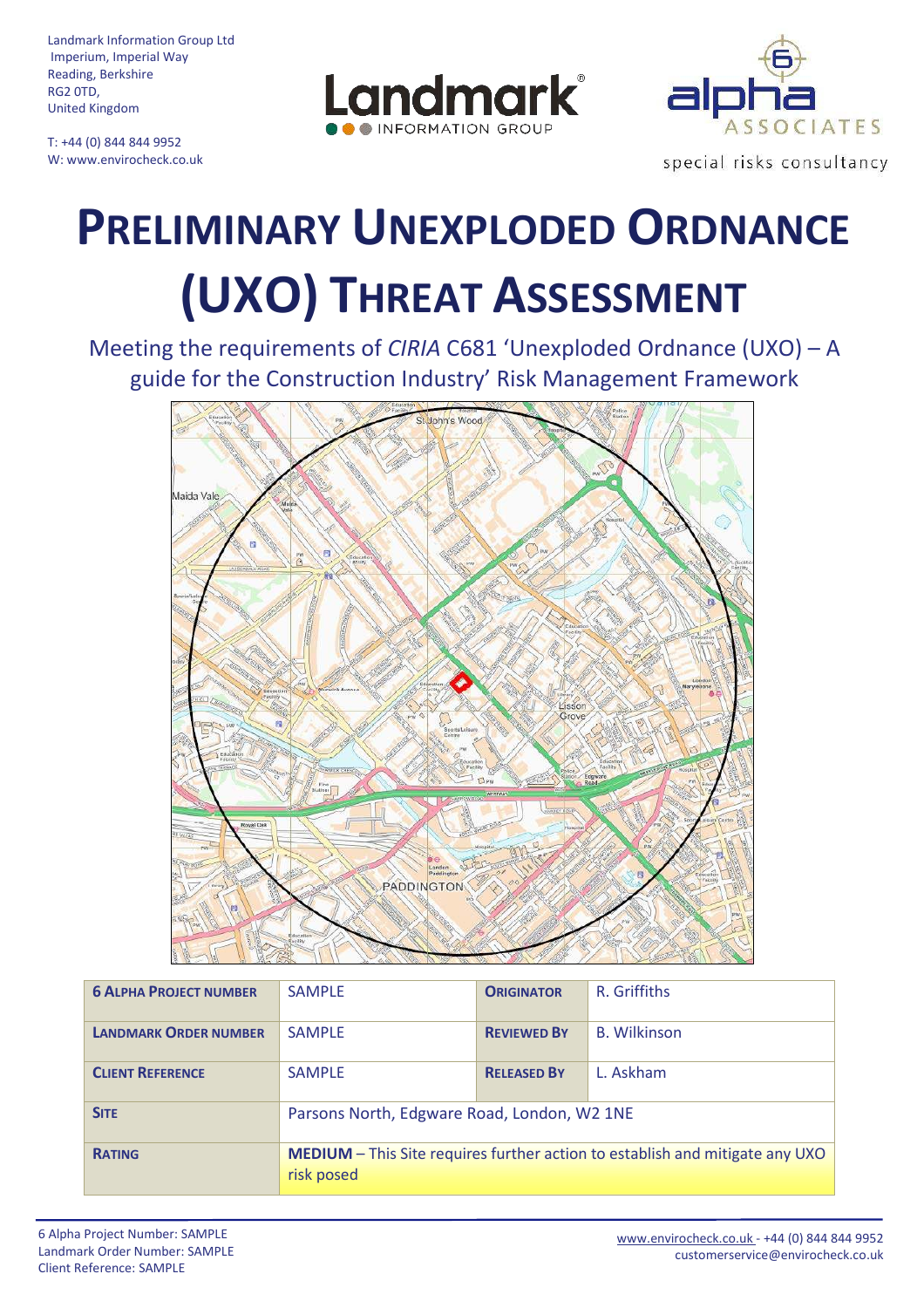Landmark Information Group Ltd
Imperium, Imperial Way
Reading, Berkshire
RG2 0TD,
United Kingdom

T: +44 (0) 844 844 9952
W: www.envirocheck.co.uk

Landmark INFORMATION GROUP

alpha ASSOCIATES
special risks consultancy

# PRELIMINARY UNEXPLODED ORDNANCE (UXO) THREAT ASSESSMENT

Meeting the requirements of *CIRIA* C681 'Unexploded Ordnance (UXO) – A guide for the Construction Industry' Risk Management Framework

| | | | |
|---|---|---|---|
| **6 ALPHA PROJECT NUMBER** | SAMPLE | **ORIGINATOR** | R. Griffiths |
| **LANDMARK ORDER NUMBER** | SAMPLE | **REVIEWED BY** | B. Wilkinson |
| **CLIENT REFERENCE** | SAMPLE | **RELEASED BY** | L. Askham |
| **SITE** | Parsons North, Edgware Road, London, W2 1NE | | |
| **RATING** | **MEDIUM** – This Site requires further action to establish and mitigate any UXO risk posed | | |

6 Alpha Project Number: SAMPLE
Landmark Order Number: SAMPLE
Client Reference: SAMPLE

www.envirocheck.co.uk - +44 (0) 844 844 9952
customerservice@envirocheck.co.uk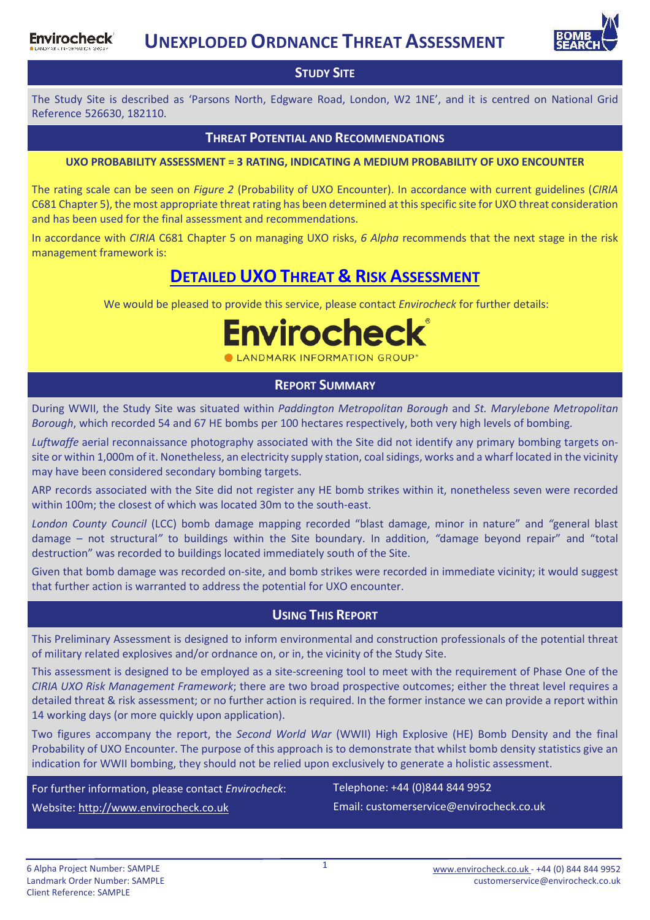# Unexploded Ordnance Threat Assessment

## Study Site

The Study Site is described as 'Parsons North, Edgware Road, London, W2 1NE', and it is centred on National Grid Reference 526630, 182110.

## Threat Potential and Recommendations

**UXO PROBABILITY ASSESSMENT = 3 RATING, INDICATING A MEDIUM PROBABILITY OF UXO ENCOUNTER**

The rating scale can be seen on *Figure 2* (Probability of UXO Encounter). In accordance with current guidelines (*CIRIA* C681 Chapter 5), the most appropriate threat rating has been determined at this specific site for UXO threat consideration and has been used for the final assessment and recommendations.

In accordance with *CIRIA* C681 Chapter 5 on managing UXO risks, *6 Alpha* recommends that the next stage in the risk management framework is:

## Detailed UXO Threat & Risk Assessment

We would be pleased to provide this service, please contact *Envirocheck* for further details:

Envirocheck®
LANDMARK INFORMATION GROUP®

## Report Summary

During WWII, the Study Site was situated within *Paddington Metropolitan Borough* and *St. Marylebone Metropolitan Borough*, which recorded 54 and 67 HE bombs per 100 hectares respectively, both very high levels of bombing.

*Luftwaffe* aerial reconnaissance photography associated with the Site did not identify any primary bombing targets on-site or within 1,000m of it. Nonetheless, an electricity supply station, coal sidings, works and a wharf located in the vicinity may have been considered secondary bombing targets.

ARP records associated with the Site did not register any HE bomb strikes within it, nonetheless seven were recorded within 100m; the closest of which was located 30m to the south-east.

*London County Council* (LCC) bomb damage mapping recorded "blast damage, minor in nature" and "general blast damage – not structural" to buildings within the Site boundary. In addition, "damage beyond repair" and "total destruction" was recorded to buildings located immediately south of the Site.

Given that bomb damage was recorded on-site, and bomb strikes were recorded in immediate vicinity; it would suggest that further action is warranted to address the potential for UXO encounter.

## Using This Report

This Preliminary Assessment is designed to inform environmental and construction professionals of the potential threat of military related explosives and/or ordnance on, or in, the vicinity of the Study Site.

This assessment is designed to be employed as a site-screening tool to meet with the requirement of Phase One of the *CIRIA UXO Risk Management Framework*; there are two broad prospective outcomes; either the threat level requires a detailed threat & risk assessment; or no further action is required. In the former instance we can provide a report within 14 working days (or more quickly upon application).

Two figures accompany the report, the *Second World War* (WWII) High Explosive (HE) Bomb Density and the final Probability of UXO Encounter. The purpose of this approach is to demonstrate that whilst bomb density statistics give an indication for WWII bombing, they should not be relied upon exclusively to generate a holistic assessment.

For further information, please contact *Envirocheck*:
Website: http://www.envirocheck.co.uk
Telephone: +44 (0)844 844 9952
Email: customerservice@envirocheck.co.uk

6 Alpha Project Number: SAMPLE
Landmark Order Number: SAMPLE
Client Reference: SAMPLE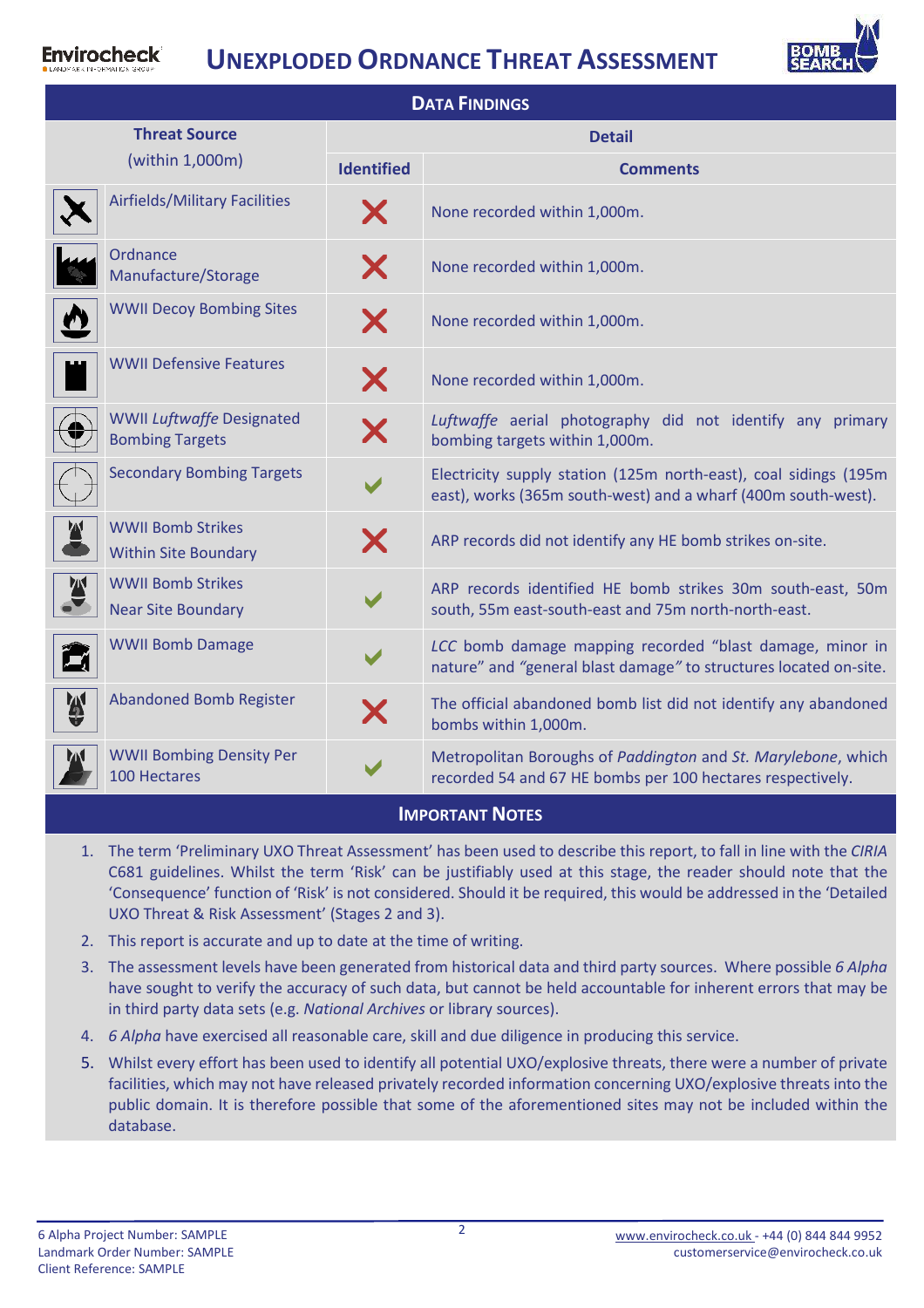# UNEXPLODED ORDNANCE THREAT ASSESSMENT

## DATA FINDINGS

| Threat Source (within 1,000m) | Identified | Comments |
|---|---|---|
| Airfields/Military Facilities | ✗ | None recorded within 1,000m. |
| Ordnance Manufacture/Storage | ✗ | None recorded within 1,000m. |
| WWII Decoy Bombing Sites | ✗ | None recorded within 1,000m. |
| WWII Defensive Features | ✗ | None recorded within 1,000m. |
| WWII *Luftwaffe* Designated Bombing Targets | ✗ | *Luftwaffe* aerial photography did not identify any primary bombing targets within 1,000m. |
| Secondary Bombing Targets | ✓ | Electricity supply station (125m north-east), coal sidings (195m east), works (365m south-west) and a wharf (400m south-west). |
| WWII Bomb Strikes Within Site Boundary | ✗ | ARP records did not identify any HE bomb strikes on-site. |
| WWII Bomb Strikes Near Site Boundary | ✓ | ARP records identified HE bomb strikes 30m south-east, 50m south, 55m east-south-east and 75m north-north-east. |
| WWII Bomb Damage | ✓ | *LCC* bomb damage mapping recorded "blast damage, minor in nature" and "general blast damage" to structures located on-site. |
| Abandoned Bomb Register | ✗ | The official abandoned bomb list did not identify any abandoned bombs within 1,000m. |
| WWII Bombing Density Per 100 Hectares | ✓ | Metropolitan Boroughs of *Paddington* and *St. Marylebone*, which recorded 54 and 67 HE bombs per 100 hectares respectively. |

## IMPORTANT NOTES

1. The term 'Preliminary UXO Threat Assessment' has been used to describe this report, to fall in line with the *CIRIA* C681 guidelines. Whilst the term 'Risk' can be justifiably used at this stage, the reader should note that the 'Consequence' function of 'Risk' is not considered. Should it be required, this would be addressed in the 'Detailed UXO Threat & Risk Assessment' (Stages 2 and 3).
2. This report is accurate and up to date at the time of writing.
3. The assessment levels have been generated from historical data and third party sources. Where possible *6 Alpha* have sought to verify the accuracy of such data, but cannot be held accountable for inherent errors that may be in third party data sets (e.g. *National Archives* or library sources).
4. *6 Alpha* have exercised all reasonable care, skill and due diligence in producing this service.
5. Whilst every effort has been used to identify all potential UXO/explosive threats, there were a number of private facilities, which may not have released privately recorded information concerning UXO/explosive threats into the public domain. It is therefore possible that some of the aforementioned sites may not be included within the database.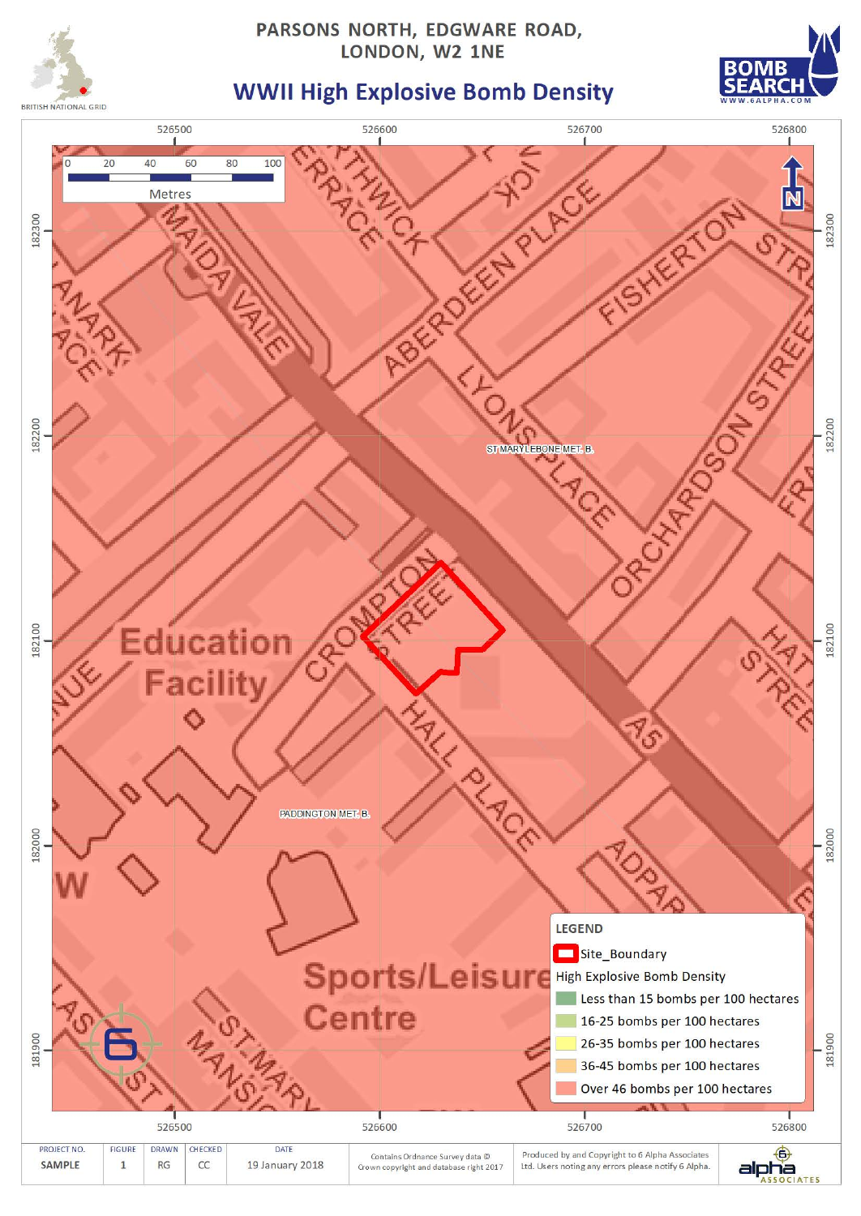# PARSONS NORTH, EDGWARE ROAD, LONDON, W2 1NE

## WWII High Explosive Bomb Density

BRITISH NATIONAL GRID

BOMB SEARCH
WWW.6ALPHA.COM

0 20 40 60 80 100
Metres

526500 526600 526700 526800

182300 182200 182100 182000 181900

MAIDA VALE
ABERDEEN PLACE
FISHERTON STREET
LYONS PLACE
ST MARYLEBONE MET. B.
ORCHARDSON STREET
CROMPTON STREET
HALL PLACE
A5
HATTON STREET
Education Facility
PADDINGTON MET. B.
ADPAR
Sports/Leisure Centre
ST MARY MANSIONS

**LEGEND**

- Site_Boundary
- High Explosive Bomb Density
  - Less than 15 bombs per 100 hectares
  - 16-25 bombs per 100 hectares
  - 26-35 bombs per 100 hectares
  - 36-45 bombs per 100 hectares
  - Over 46 bombs per 100 hectares

| PROJECT NO. | FIGURE | DRAWN | CHECKED | DATE | | | |
|---|---|---|---|---|---|---|---|
| SAMPLE | 1 | RG | CC | 19 January 2018 | Contains Ordnance Survey data © Crown copyright and database right 2017 | Produced by and Copyright to 6 Alpha Associates Ltd. Users noting any errors please notify 6 Alpha. | alpha ASSOCIATES |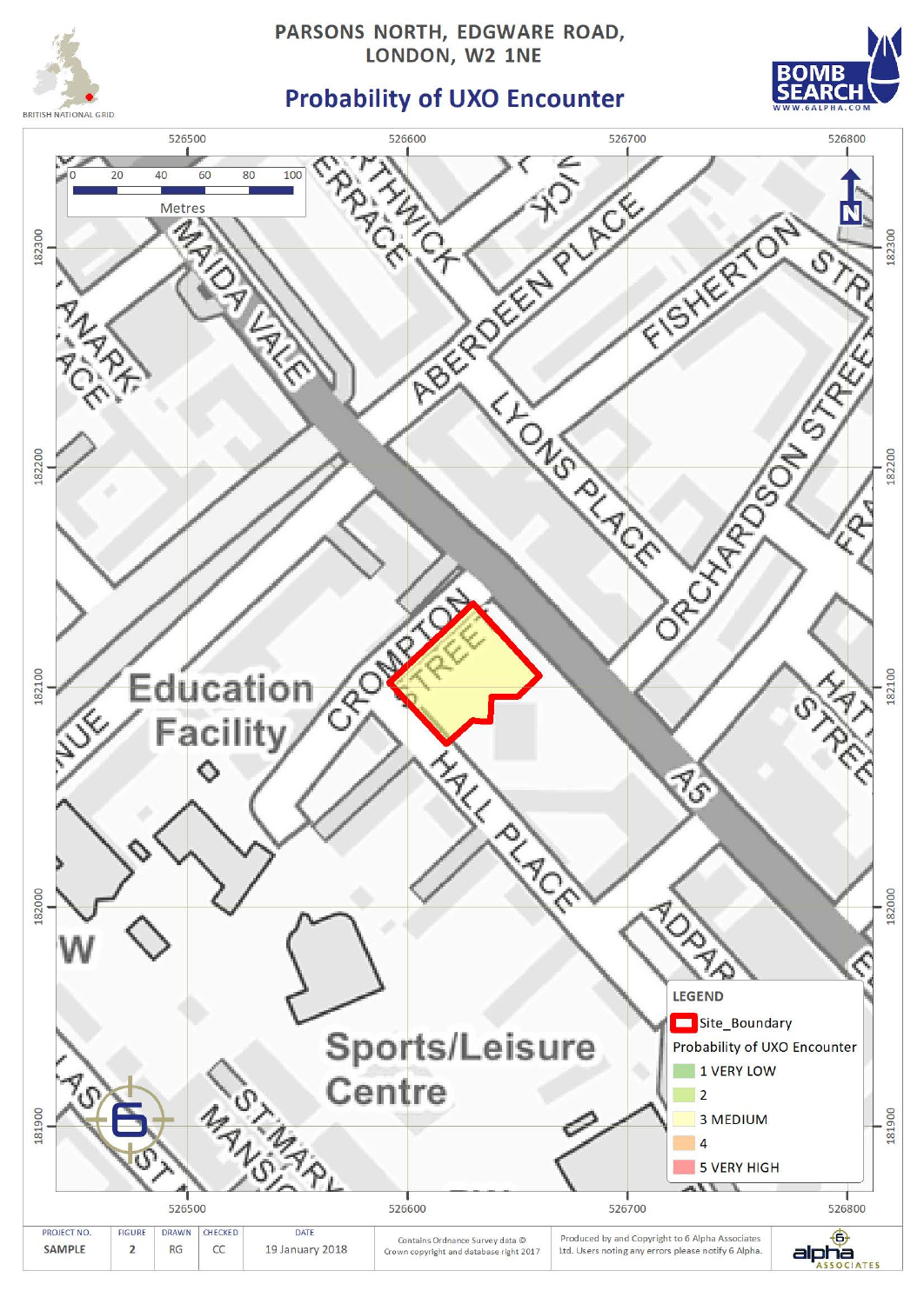# PARSONS NORTH, EDGWARE ROAD, LONDON, W2 1NE

## Probability of UXO Encounter

BRITISH NATIONAL GRID

BOMB SEARCH
WWW.6ALPHA.COM

0 20 40 60 80 100
Metres

526500
526600
526700
526800

182300
182200
182100
182000
181900

MAIDA VALE
ABERDEEN PLACE
FISHERTON
LYONS PLACE
ORCHARDSON STREET
CROMPTON STREET
HALL PLACE
A5
ADPAR
HATTON STREET
Education Facility
Sports/Leisure Centre
ST MARY MANSIONS

**LEGEND**

Site_Boundary

Probability of UXO Encounter

1 VERY LOW
2
3 MEDIUM
4
5 VERY HIGH

| PROJECT NO. | FIGURE | DRAWN | CHECKED | DATE |
|---|---|---|---|---|
| SAMPLE | 2 | RG | CC | 19 January 2018 |

Contains Ordnance Survey data © Crown copyright and database right 2017

Produced by and Copyright to 6 Alpha Associates Ltd. Users noting any errors please notify 6 Alpha.

alpha ASSOCIATES